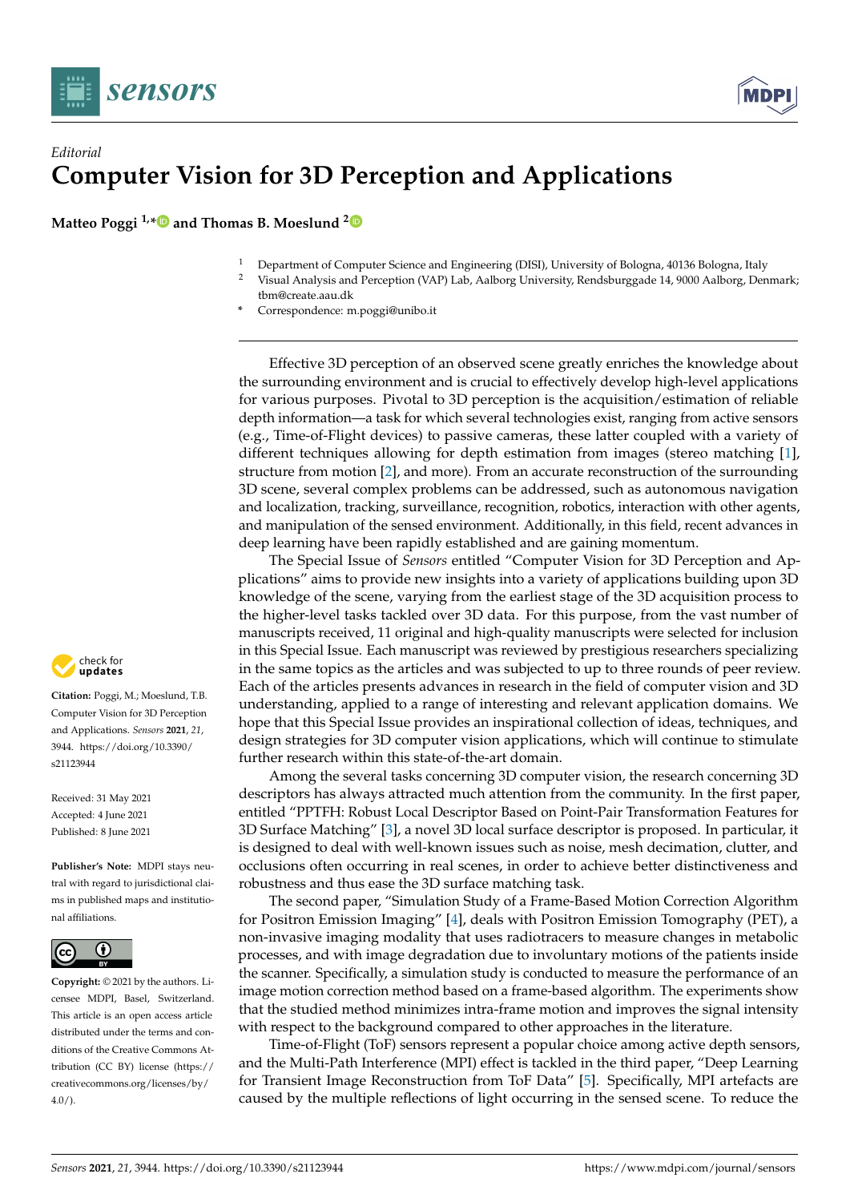*Editorial*

# Computer Vision for 3D Perception and Applications

**Matteo Poggi [1,*] and Thomas B. Moeslund [2]**

[1] Department of Computer Science and Engineering (DISI), University of Bologna, 40136 Bologna, Italy
[2] Visual Analysis and Perception (VAP) Lab, Aalborg University, Rendsburggade 14, 9000 Aalborg, Denmark; tbm@create.aau.dk
* Correspondence: m.poggi@unibo.it

**Citation:** Poggi, M.; Moeslund, T.B. Computer Vision for 3D Perception and Applications. *Sensors* **2021**, *21*, 3944. https://doi.org/10.3390/s21123944

Received: 31 May 2021
Accepted: 4 June 2021
Published: 8 June 2021

**Publisher's Note:** MDPI stays neutral with regard to jurisdictional claims in published maps and institutional affiliations.

**Copyright:** © 2021 by the authors. Licensee MDPI, Basel, Switzerland. This article is an open access article distributed under the terms and conditions of the Creative Commons Attribution (CC BY) license (https://creativecommons.org/licenses/by/4.0/).

Effective 3D perception of an observed scene greatly enriches the knowledge about the surrounding environment and is crucial to effectively develop high-level applications for various purposes. Pivotal to 3D perception is the acquisition/estimation of reliable depth information—a task for which several technologies exist, ranging from active sensors (e.g., Time-of-Flight devices) to passive cameras, these latter coupled with a variety of different techniques allowing for depth estimation from images (stereo matching [1], structure from motion [2], and more). From an accurate reconstruction of the surrounding 3D scene, several complex problems can be addressed, such as autonomous navigation and localization, tracking, surveillance, recognition, robotics, interaction with other agents, and manipulation of the sensed environment. Additionally, in this field, recent advances in deep learning have been rapidly established and are gaining momentum.

The Special Issue of *Sensors* entitled "Computer Vision for 3D Perception and Applications" aims to provide new insights into a variety of applications building upon 3D knowledge of the scene, varying from the earliest stage of the 3D acquisition process to the higher-level tasks tackled over 3D data. For this purpose, from the vast number of manuscripts received, 11 original and high-quality manuscripts were selected for inclusion in this Special Issue. Each manuscript was reviewed by prestigious researchers specializing in the same topics as the articles and was subjected to up to three rounds of peer review. Each of the articles presents advances in research in the field of computer vision and 3D understanding, applied to a range of interesting and relevant application domains. We hope that this Special Issue provides an inspirational collection of ideas, techniques, and design strategies for 3D computer vision applications, which will continue to stimulate further research within this state-of-the-art domain.

Among the several tasks concerning 3D computer vision, the research concerning 3D descriptors has always attracted much attention from the community. In the first paper, entitled "PPTFH: Robust Local Descriptor Based on Point-Pair Transformation Features for 3D Surface Matching" [3], a novel 3D local surface descriptor is proposed. In particular, it is designed to deal with well-known issues such as noise, mesh decimation, clutter, and occlusions often occurring in real scenes, in order to achieve better distinctiveness and robustness and thus ease the 3D surface matching task.

The second paper, "Simulation Study of a Frame-Based Motion Correction Algorithm for Positron Emission Imaging" [4], deals with Positron Emission Tomography (PET), a non-invasive imaging modality that uses radiotracers to measure changes in metabolic processes, and with image degradation due to involuntary motions of the patients inside the scanner. Specifically, a simulation study is conducted to measure the performance of an image motion correction method based on a frame-based algorithm. The experiments show that the studied method minimizes intra-frame motion and improves the signal intensity with respect to the background compared to other approaches in the literature.

Time-of-Flight (ToF) sensors represent a popular choice among active depth sensors, and the Multi-Path Interference (MPI) effect is tackled in the third paper, "Deep Learning for Transient Image Reconstruction from ToF Data" [5]. Specifically, MPI artefacts are caused by the multiple reflections of light occurring in the sensed scene. To reduce the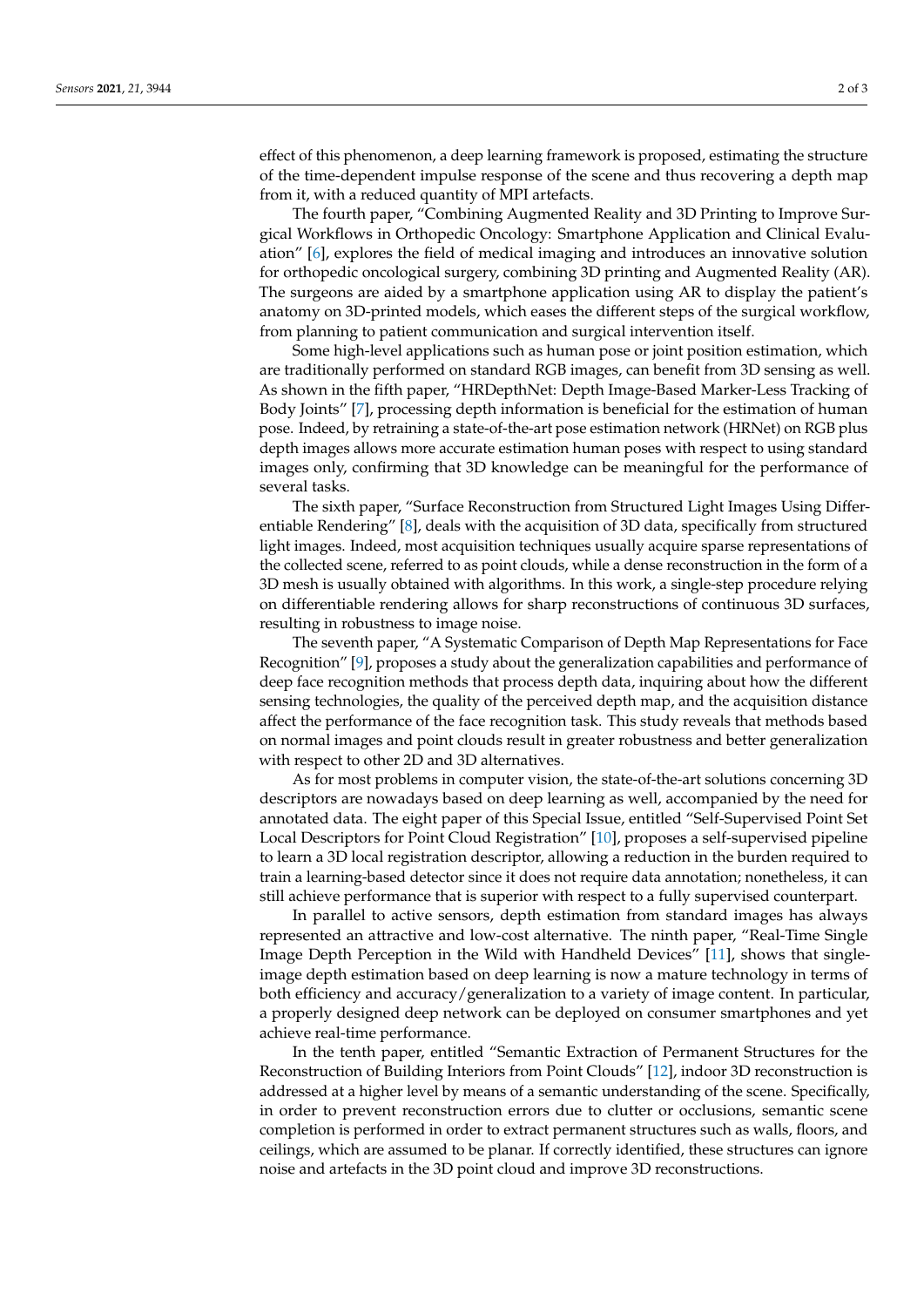effect of this phenomenon, a deep learning framework is proposed, estimating the structure of the time-dependent impulse response of the scene and thus recovering a depth map from it, with a reduced quantity of MPI artefacts.

The fourth paper, "Combining Augmented Reality and 3D Printing to Improve Surgical Workflows in Orthopedic Oncology: Smartphone Application and Clinical Evaluation" [6], explores the field of medical imaging and introduces an innovative solution for orthopedic oncological surgery, combining 3D printing and Augmented Reality (AR). The surgeons are aided by a smartphone application using AR to display the patient's anatomy on 3D-printed models, which eases the different steps of the surgical workflow, from planning to patient communication and surgical intervention itself.

Some high-level applications such as human pose or joint position estimation, which are traditionally performed on standard RGB images, can benefit from 3D sensing as well. As shown in the fifth paper, "HRDepthNet: Depth Image-Based Marker-Less Tracking of Body Joints" [7], processing depth information is beneficial for the estimation of human pose. Indeed, by retraining a state-of-the-art pose estimation network (HRNet) on RGB plus depth images allows more accurate estimation human poses with respect to using standard images only, confirming that 3D knowledge can be meaningful for the performance of several tasks.

The sixth paper, "Surface Reconstruction from Structured Light Images Using Differentiable Rendering" [8], deals with the acquisition of 3D data, specifically from structured light images. Indeed, most acquisition techniques usually acquire sparse representations of the collected scene, referred to as point clouds, while a dense reconstruction in the form of a 3D mesh is usually obtained with algorithms. In this work, a single-step procedure relying on differentiable rendering allows for sharp reconstructions of continuous 3D surfaces, resulting in robustness to image noise.

The seventh paper, "A Systematic Comparison of Depth Map Representations for Face Recognition" [9], proposes a study about the generalization capabilities and performance of deep face recognition methods that process depth data, inquiring about how the different sensing technologies, the quality of the perceived depth map, and the acquisition distance affect the performance of the face recognition task. This study reveals that methods based on normal images and point clouds result in greater robustness and better generalization with respect to other 2D and 3D alternatives.

As for most problems in computer vision, the state-of-the-art solutions concerning 3D descriptors are nowadays based on deep learning as well, accompanied by the need for annotated data. The eight paper of this Special Issue, entitled "Self-Supervised Point Set Local Descriptors for Point Cloud Registration" [10], proposes a self-supervised pipeline to learn a 3D local registration descriptor, allowing a reduction in the burden required to train a learning-based detector since it does not require data annotation; nonetheless, it can still achieve performance that is superior with respect to a fully supervised counterpart.

In parallel to active sensors, depth estimation from standard images has always represented an attractive and low-cost alternative. The ninth paper, "Real-Time Single Image Depth Perception in the Wild with Handheld Devices" [11], shows that single-image depth estimation based on deep learning is now a mature technology in terms of both efficiency and accuracy/generalization to a variety of image content. In particular, a properly designed deep network can be deployed on consumer smartphones and yet achieve real-time performance.

In the tenth paper, entitled "Semantic Extraction of Permanent Structures for the Reconstruction of Building Interiors from Point Clouds" [12], indoor 3D reconstruction is addressed at a higher level by means of a semantic understanding of the scene. Specifically, in order to prevent reconstruction errors due to clutter or occlusions, semantic scene completion is performed in order to extract permanent structures such as walls, floors, and ceilings, which are assumed to be planar. If correctly identified, these structures can ignore noise and artefacts in the 3D point cloud and improve 3D reconstructions.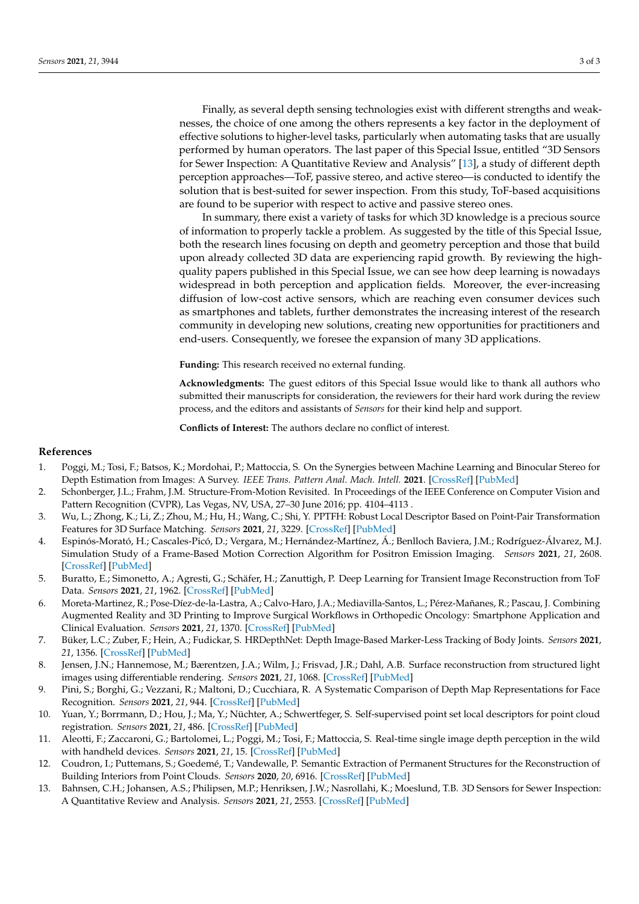Finally, as several depth sensing technologies exist with different strengths and weaknesses, the choice of one among the others represents a key factor in the deployment of effective solutions to higher-level tasks, particularly when automating tasks that are usually performed by human operators. The last paper of this Special Issue, entitled "3D Sensors for Sewer Inspection: A Quantitative Review and Analysis" [13], a study of different depth perception approaches—ToF, passive stereo, and active stereo—is conducted to identify the solution that is best-suited for sewer inspection. From this study, ToF-based acquisitions are found to be superior with respect to active and passive stereo ones.

In summary, there exist a variety of tasks for which 3D knowledge is a precious source of information to properly tackle a problem. As suggested by the title of this Special Issue, both the research lines focusing on depth and geometry perception and those that build upon already collected 3D data are experiencing rapid growth. By reviewing the high-quality papers published in this Special Issue, we can see how deep learning is nowadays widespread in both perception and application fields. Moreover, the ever-increasing diffusion of low-cost active sensors, which are reaching even consumer devices such as smartphones and tablets, further demonstrates the increasing interest of the research community in developing new solutions, creating new opportunities for practitioners and end-users. Consequently, we foresee the expansion of many 3D applications.

**Funding:** This research received no external funding.

**Acknowledgments:** The guest editors of this Special Issue would like to thank all authors who submitted their manuscripts for consideration, the reviewers for their hard work during the review process, and the editors and assistants of *Sensors* for their kind help and support.

**Conflicts of Interest:** The authors declare no conflict of interest.

## References

1. Poggi, M.; Tosi, F.; Batsos, K.; Mordohai, P.; Mattoccia, S. On the Synergies between Machine Learning and Binocular Stereo for Depth Estimation from Images: A Survey. *IEEE Trans. Pattern Anal. Mach. Intell.* **2021**. [CrossRef] [PubMed]
2. Schonberger, J.L.; Frahm, J.M. Structure-From-Motion Revisited. In Proceedings of the IEEE Conference on Computer Vision and Pattern Recognition (CVPR), Las Vegas, NV, USA, 27–30 June 2016; pp. 4104–4113 .
3. Wu, L.; Zhong, K.; Li, Z.; Zhou, M.; Hu, H.; Wang, C.; Shi, Y. PPTFH: Robust Local Descriptor Based on Point-Pair Transformation Features for 3D Surface Matching. *Sensors* **2021**, *21*, 3229. [CrossRef] [PubMed]
4. Espinós-Morató, H.; Cascales-Picó, D.; Vergara, M.; Hernández-Martínez, Á.; Benlloch Baviera, J.M.; Rodríguez-Álvarez, M.J. Simulation Study of a Frame-Based Motion Correction Algorithm for Positron Emission Imaging. *Sensors* **2021**, *21*, 2608. [CrossRef] [PubMed]
5. Buratto, E.; Simonetto, A.; Agresti, G.; Schäfer, H.; Zanuttigh, P. Deep Learning for Transient Image Reconstruction from ToF Data. *Sensors* **2021**, *21*, 1962. [CrossRef] [PubMed]
6. Moreta-Martinez, R.; Pose-Díez-de-la-Lastra, A.; Calvo-Haro, J.A.; Mediavilla-Santos, L.; Pérez-Mañanes, R.; Pascau, J. Combining Augmented Reality and 3D Printing to Improve Surgical Workflows in Orthopedic Oncology: Smartphone Application and Clinical Evaluation. *Sensors* **2021**, *21*, 1370. [CrossRef] [PubMed]
7. Büker, L.C.; Zuber, F.; Hein, A.; Fudickar, S. HRDepthNet: Depth Image-Based Marker-Less Tracking of Body Joints. *Sensors* **2021**, *21*, 1356. [CrossRef] [PubMed]
8. Jensen, J.N.; Hannemose, M.; Bærentzen, J.A.; Wilm, J.; Frisvad, J.R.; Dahl, A.B. Surface reconstruction from structured light images using differentiable rendering. *Sensors* **2021**, *21*, 1068. [CrossRef] [PubMed]
9. Pini, S.; Borghi, G.; Vezzani, R.; Maltoni, D.; Cucchiara, R. A Systematic Comparison of Depth Map Representations for Face Recognition. *Sensors* **2021**, *21*, 944. [CrossRef] [PubMed]
10. Yuan, Y.; Borrmann, D.; Hou, J.; Ma, Y.; Nüchter, A.; Schwertfeger, S. Self-supervised point set local descriptors for point cloud registration. *Sensors* **2021**, *21*, 486. [CrossRef] [PubMed]
11. Aleotti, F.; Zaccaroni, G.; Bartolomei, L.; Poggi, M.; Tosi, F.; Mattoccia, S. Real-time single image depth perception in the wild with handheld devices. *Sensors* **2021**, *21*, 15. [CrossRef] [PubMed]
12. Coudron, I.; Puttemans, S.; Goedemé, T.; Vandewalle, P. Semantic Extraction of Permanent Structures for the Reconstruction of Building Interiors from Point Clouds. *Sensors* **2020**, *20*, 6916. [CrossRef] [PubMed]
13. Bahnsen, C.H.; Johansen, A.S.; Philipsen, M.P.; Henriksen, J.W.; Nasrollahi, K.; Moeslund, T.B. 3D Sensors for Sewer Inspection: A Quantitative Review and Analysis. *Sensors* **2021**, *21*, 2553. [CrossRef] [PubMed]